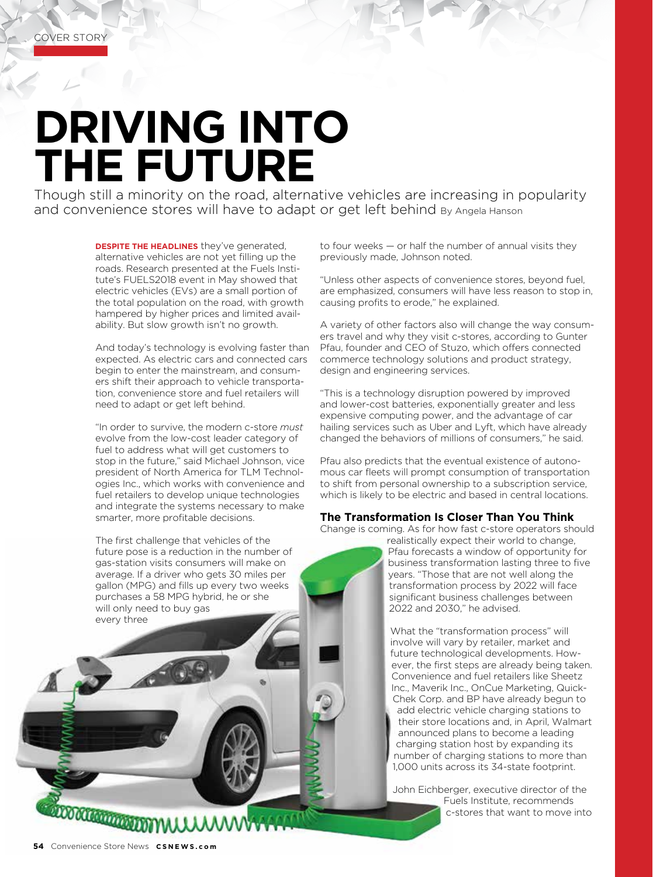# DRIVING INTO THE FUTURE

Though still a minority on the road, alternative vehicles are increasing in popularity and convenience stores will have to adapt or get left behind By Angela Hanson

**DESPITE THE HEADLINES** they've generated, alternative vehicles are not yet filling up the roads. Research presented at the Fuels Institute's FUELS2018 event in May showed that electric vehicles (EVs) are a small portion of the total population on the road, with growth hampered by higher prices and limited availability. But slow growth isn't no growth.

And today's technology is evolving faster than expected. As electric cars and connected cars begin to enter the mainstream, and consumers shift their approach to vehicle transportation, convenience store and fuel retailers will need to adapt or get left behind.

"In order to survive, the modern c-store *must* evolve from the low-cost leader category of fuel to address what will get customers to stop in the future," said Michael Johnson, vice president of North America for TLM Technologies Inc., which works with convenience and fuel retailers to develop unique technologies and integrate the systems necessary to make smarter, more profitable decisions.

The first challenge that vehicles of the future pose is a reduction in the number of gas-station visits consumers will make on average. If a driver who gets 30 miles per gallon (MPG) and fills up every two weeks purchases a 58 MPG hybrid, he or she will only need to buy gas every three to four weeks — or half the number of annual visits they previously made, Johnson noted.

"Unless other aspects of convenience stores, beyond fuel, are emphasized, consumers will have less reason to stop in, causing profits to erode," he explained.

A variety of other factors also will change the way consumers travel and why they visit c-stores, according to Gunter Pfau, founder and CEO of Stuzo, which offers connected commerce technology solutions and product strategy, design and engineering services.

"This is a technology disruption powered by improved and lower-cost batteries, exponentially greater and less expensive computing power, and the advantage of car hailing services such as Uber and Lyft, which have already changed the behaviors of millions of consumers," he said.

Pfau also predicts that the eventual existence of autonomous car fleets will prompt consumption of transportation to shift from personal ownership to a subscription service, which is likely to be electric and based in central locations.

## The Transformation Is Closer Than You Think

Change is coming. As for how fast c-store operators should realistically expect their world to change, Pfau forecasts a window of opportunity for business transformation lasting three to five years. "Those that are not well along the transformation process by 2022 will face significant business challenges between 2022 and 2030," he advised.

What the "transformation process" will involve will vary by retailer, market and future technological developments. However, the first steps are already being taken. Convenience and fuel retailers like Sheetz Inc., Maverik Inc., OnCue Marketing, Quick-Chek Corp. and BP have already begun to add electric vehicle charging stations to their store locations and, in April, Walmart announced plans to become a leading charging station host by expanding its number of charging stations to more than 1,000 units across its 34-state footprint.

John Eichberger, executive director of the Fuels Institute, recommends c-stores that want to move into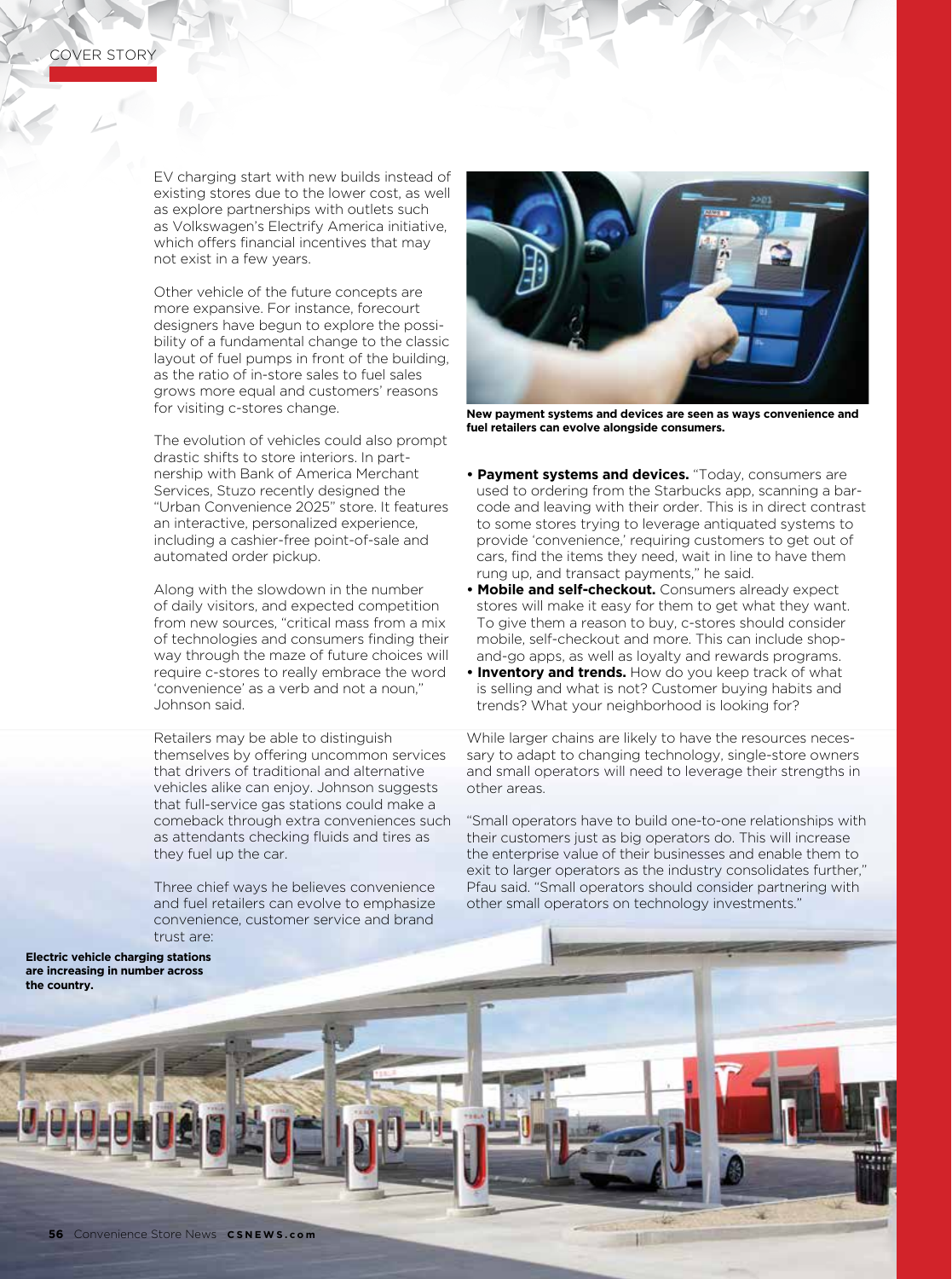EV charging start with new builds instead of existing stores due to the lower cost, as well as explore partnerships with outlets such as Volkswagen's Electrify America initiative, which offers financial incentives that may not exist in a few years.

Other vehicle of the future concepts are more expansive. For instance, forecourt designers have begun to explore the possibility of a fundamental change to the classic layout of fuel pumps in front of the building, as the ratio of in-store sales to fuel sales grows more equal and customers' reasons for visiting c-stores change.

The evolution of vehicles could also prompt drastic shifts to store interiors. In partnership with Bank of America Merchant Services, Stuzo recently designed the "Urban Convenience 2025" store. It features an interactive, personalized experience, including a cashier-free point-of-sale and automated order pickup.

Along with the slowdown in the number of daily visitors, and expected competition from new sources, "critical mass from a mix of technologies and consumers finding their way through the maze of future choices will require c-stores to really embrace the word 'convenience' as a verb and not a noun," Johnson said.

Retailers may be able to distinguish themselves by offering uncommon services that drivers of traditional and alternative vehicles alike can enjoy. Johnson suggests that full-service gas stations could make a comeback through extra conveniences such as attendants checking fluids and tires as they fuel up the car.

Three chief ways he believes convenience and fuel retailers can evolve to emphasize convenience, customer service and brand trust are:

**New payment systems and devices are seen as ways convenience and fuel retailers can evolve alongside consumers.**

- **Payment systems and devices.** "Today, consumers are used to ordering from the Starbucks app, scanning a barcode and leaving with their order. This is in direct contrast to some stores trying to leverage antiquated systems to provide 'convenience,' requiring customers to get out of cars, find the items they need, wait in line to have them rung up, and transact payments," he said.
- **Mobile and self-checkout.** Consumers already expect stores will make it easy for them to get what they want. To give them a reason to buy, c-stores should consider mobile, self-checkout and more. This can include shop-and-go apps, as well as loyalty and rewards programs.
- **Inventory and trends.** How do you keep track of what is selling and what is not? Customer buying habits and trends? What your neighborhood is looking for?

While larger chains are likely to have the resources necessary to adapt to changing technology, single-store owners and small operators will need to leverage their strengths in other areas.

"Small operators have to build one-to-one relationships with their customers just as big operators do. This will increase the enterprise value of their businesses and enable them to exit to larger operators as the industry consolidates further," Pfau said. "Small operators should consider partnering with other small operators on technology investments."

**Electric vehicle charging stations are increasing in number across the country.**